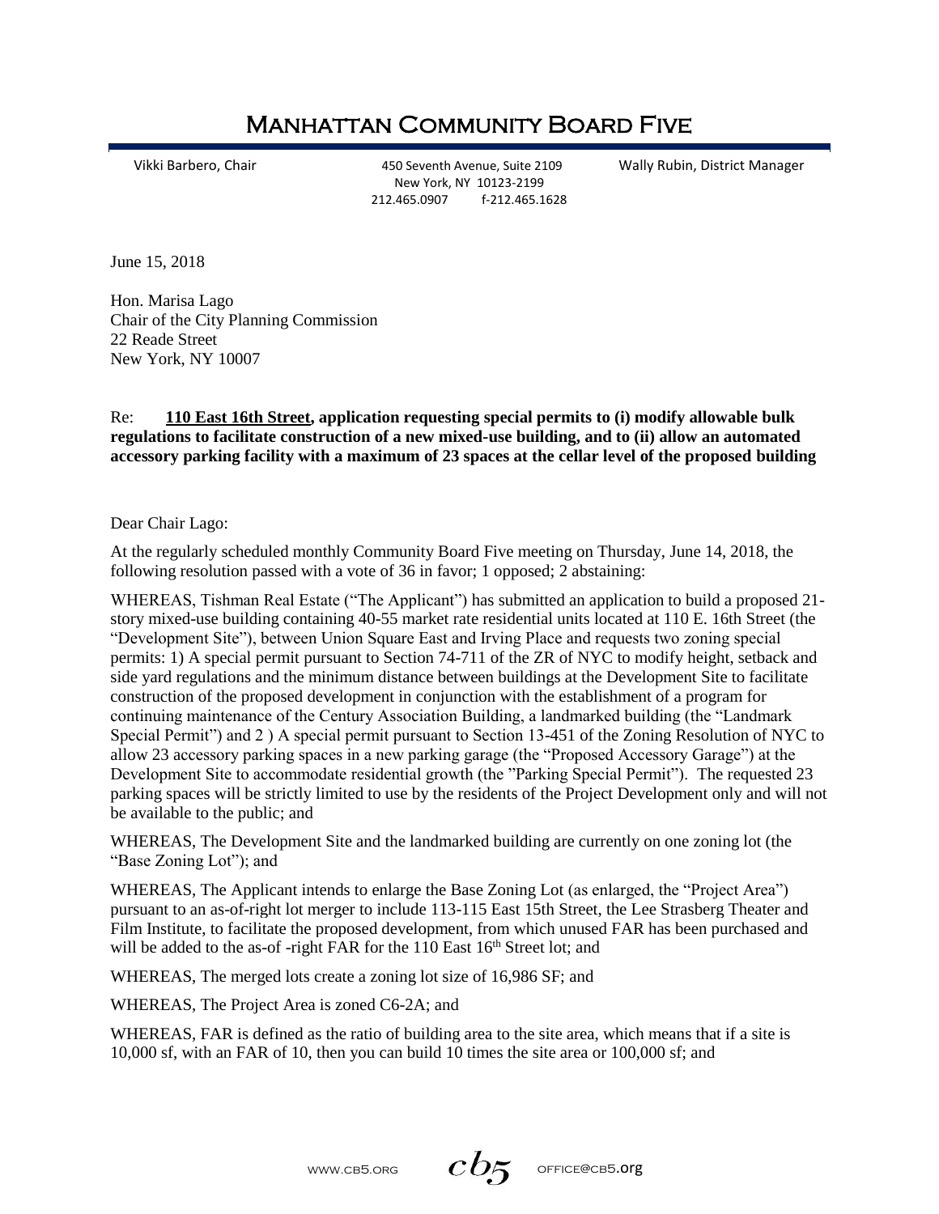# Manhattan Community Board Five

Vikki Barbero, Chair | 450 Seventh Avenue, Suite 2109 New York, NY 10123-2199 212.465.0907 f-212.465.1628 | Wally Rubin, District Manager

June 15, 2018

Hon. Marisa Lago
Chair of the City Planning Commission
22 Reade Street
New York, NY 10007

Re: **110 East 16th Street, application requesting special permits to (i) modify allowable bulk regulations to facilitate construction of a new mixed-use building, and to (ii) allow an automated accessory parking facility with a maximum of 23 spaces at the cellar level of the proposed building**

Dear Chair Lago:

At the regularly scheduled monthly Community Board Five meeting on Thursday, June 14, 2018, the following resolution passed with a vote of 36 in favor; 1 opposed; 2 abstaining:

WHEREAS, Tishman Real Estate ("The Applicant") has submitted an application to build a proposed 21-story mixed-use building containing 40-55 market rate residential units located at 110 E. 16th Street (the "Development Site"), between Union Square East and Irving Place and requests two zoning special permits: 1) A special permit pursuant to Section 74-711 of the ZR of NYC to modify height, setback and side yard regulations and the minimum distance between buildings at the Development Site to facilitate construction of the proposed development in conjunction with the establishment of a program for continuing maintenance of the Century Association Building, a landmarked building (the "Landmark Special Permit") and 2 ) A special permit pursuant to Section 13-451 of the Zoning Resolution of NYC to allow 23 accessory parking spaces in a new parking garage (the "Proposed Accessory Garage") at the Development Site to accommodate residential growth (the "Parking Special Permit"). The requested 23 parking spaces will be strictly limited to use by the residents of the Project Development only and will not be available to the public; and

WHEREAS, The Development Site and the landmarked building are currently on one zoning lot (the "Base Zoning Lot"); and

WHEREAS, The Applicant intends to enlarge the Base Zoning Lot (as enlarged, the "Project Area") pursuant to an as-of-right lot merger to include 113-115 East 15th Street, the Lee Strasberg Theater and Film Institute, to facilitate the proposed development, from which unused FAR has been purchased and will be added to the as-of -right FAR for the 110 East 16th Street lot; and

WHEREAS, The merged lots create a zoning lot size of 16,986 SF; and

WHEREAS, The Project Area is zoned C6-2A; and

WHEREAS, FAR is defined as the ratio of building area to the site area, which means that if a site is 10,000 sf, with an FAR of 10, then you can build 10 times the site area or 100,000 sf; and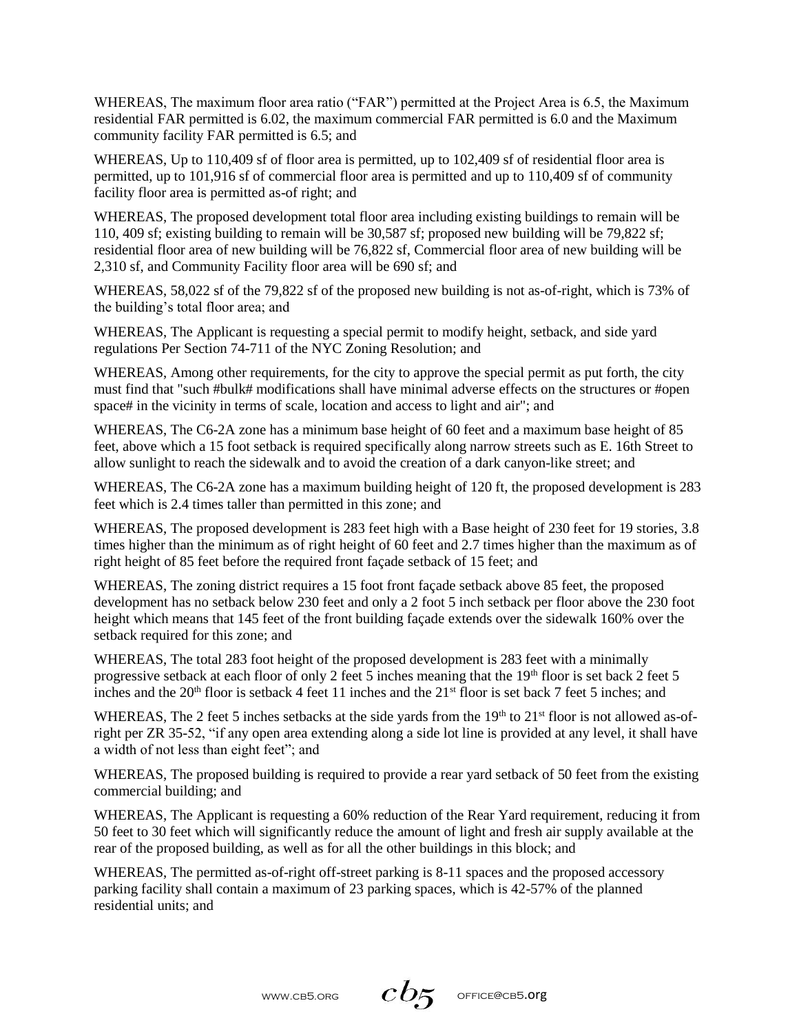WHEREAS, The maximum floor area ratio ("FAR") permitted at the Project Area is 6.5, the Maximum residential FAR permitted is 6.02, the maximum commercial FAR permitted is 6.0 and the Maximum community facility FAR permitted is 6.5; and

WHEREAS, Up to 110,409 sf of floor area is permitted, up to 102,409 sf of residential floor area is permitted, up to 101,916 sf of commercial floor area is permitted and up to 110,409 sf of community facility floor area is permitted as-of right; and

WHEREAS, The proposed development total floor area including existing buildings to remain will be 110, 409 sf; existing building to remain will be 30,587 sf; proposed new building will be 79,822 sf; residential floor area of new building will be 76,822 sf, Commercial floor area of new building will be 2,310 sf, and Community Facility floor area will be 690 sf; and

WHEREAS, 58,022 sf of the 79,822 sf of the proposed new building is not as-of-right, which is 73% of the building's total floor area; and

WHEREAS, The Applicant is requesting a special permit to modify height, setback, and side yard regulations Per Section 74-711 of the NYC Zoning Resolution; and

WHEREAS, Among other requirements, for the city to approve the special permit as put forth, the city must find that "such #bulk# modifications shall have minimal adverse effects on the structures or #open space# in the vicinity in terms of scale, location and access to light and air"; and

WHEREAS, The C6-2A zone has a minimum base height of 60 feet and a maximum base height of 85 feet, above which a 15 foot setback is required specifically along narrow streets such as E. 16th Street to allow sunlight to reach the sidewalk and to avoid the creation of a dark canyon-like street; and

WHEREAS, The C6-2A zone has a maximum building height of 120 ft, the proposed development is 283 feet which is 2.4 times taller than permitted in this zone; and

WHEREAS, The proposed development is 283 feet high with a Base height of 230 feet for 19 stories, 3.8 times higher than the minimum as of right height of 60 feet and 2.7 times higher than the maximum as of right height of 85 feet before the required front façade setback of 15 feet; and

WHEREAS, The zoning district requires a 15 foot front façade setback above 85 feet, the proposed development has no setback below 230 feet and only a 2 foot 5 inch setback per floor above the 230 foot height which means that 145 feet of the front building façade extends over the sidewalk 160% over the setback required for this zone; and

WHEREAS, The total 283 foot height of the proposed development is 283 feet with a minimally progressive setback at each floor of only 2 feet 5 inches meaning that the 19th floor is set back 2 feet 5 inches and the 20th floor is setback 4 feet 11 inches and the 21st floor is set back 7 feet 5 inches; and

WHEREAS, The 2 feet 5 inches setbacks at the side yards from the 19th to 21st floor is not allowed as-of-right per ZR 35-52, "if any open area extending along a side lot line is provided at any level, it shall have a width of not less than eight feet"; and

WHEREAS, The proposed building is required to provide a rear yard setback of 50 feet from the existing commercial building; and

WHEREAS, The Applicant is requesting a 60% reduction of the Rear Yard requirement, reducing it from 50 feet to 30 feet which will significantly reduce the amount of light and fresh air supply available at the rear of the proposed building, as well as for all the other buildings in this block; and

WHEREAS, The permitted as-of-right off-street parking is 8-11 spaces and the proposed accessory parking facility shall contain a maximum of 23 parking spaces, which is 42-57% of the planned residential units; and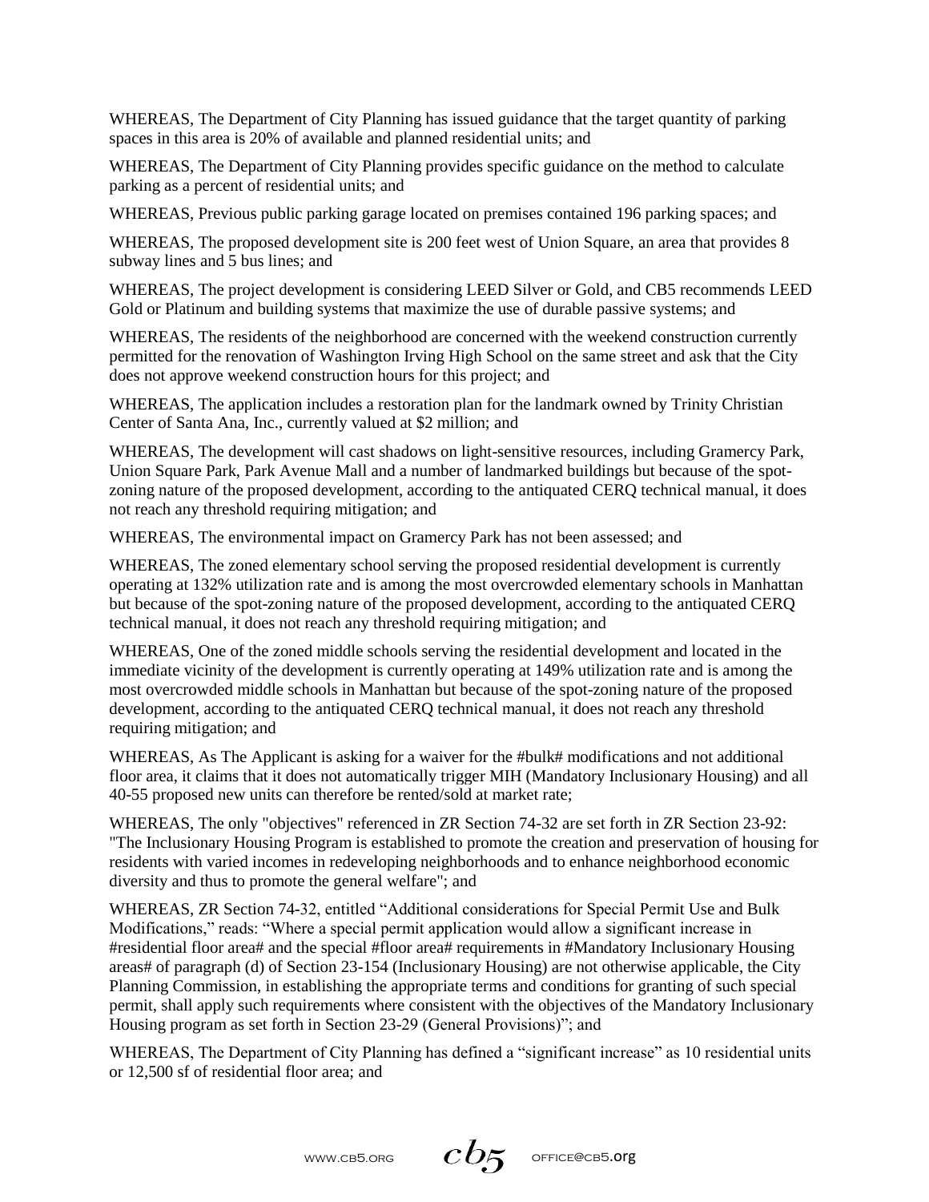WHEREAS, The Department of City Planning has issued guidance that the target quantity of parking spaces in this area is 20% of available and planned residential units; and

WHEREAS, The Department of City Planning provides specific guidance on the method to calculate parking as a percent of residential units; and

WHEREAS, Previous public parking garage located on premises contained 196 parking spaces; and

WHEREAS, The proposed development site is 200 feet west of Union Square, an area that provides 8 subway lines and 5 bus lines; and

WHEREAS, The project development is considering LEED Silver or Gold, and CB5 recommends LEED Gold or Platinum and building systems that maximize the use of durable passive systems; and

WHEREAS, The residents of the neighborhood are concerned with the weekend construction currently permitted for the renovation of Washington Irving High School on the same street and ask that the City does not approve weekend construction hours for this project; and

WHEREAS, The application includes a restoration plan for the landmark owned by Trinity Christian Center of Santa Ana, Inc., currently valued at $2 million; and

WHEREAS, The development will cast shadows on light-sensitive resources, including Gramercy Park, Union Square Park, Park Avenue Mall and a number of landmarked buildings but because of the spot-zoning nature of the proposed development, according to the antiquated CERQ technical manual, it does not reach any threshold requiring mitigation; and

WHEREAS, The environmental impact on Gramercy Park has not been assessed; and

WHEREAS, The zoned elementary school serving the proposed residential development is currently operating at 132% utilization rate and is among the most overcrowded elementary schools in Manhattan but because of the spot-zoning nature of the proposed development, according to the antiquated CERQ technical manual, it does not reach any threshold requiring mitigation; and

WHEREAS, One of the zoned middle schools serving the residential development and located in the immediate vicinity of the development is currently operating at 149% utilization rate and is among the most overcrowded middle schools in Manhattan but because of the spot-zoning nature of the proposed development, according to the antiquated CERQ technical manual, it does not reach any threshold requiring mitigation; and

WHEREAS, As The Applicant is asking for a waiver for the #bulk# modifications and not additional floor area, it claims that it does not automatically trigger MIH (Mandatory Inclusionary Housing) and all 40-55 proposed new units can therefore be rented/sold at market rate;

WHEREAS, The only "objectives" referenced in ZR Section 74-32 are set forth in ZR Section 23-92: "The Inclusionary Housing Program is established to promote the creation and preservation of housing for residents with varied incomes in redeveloping neighborhoods and to enhance neighborhood economic diversity and thus to promote the general welfare"; and

WHEREAS, ZR Section 74-32, entitled "Additional considerations for Special Permit Use and Bulk Modifications," reads: "Where a special permit application would allow a significant increase in #residential floor area# and the special #floor area# requirements in #Mandatory Inclusionary Housing areas# of paragraph (d) of Section 23-154 (Inclusionary Housing) are not otherwise applicable, the City Planning Commission, in establishing the appropriate terms and conditions for granting of such special permit, shall apply such requirements where consistent with the objectives of the Mandatory Inclusionary Housing program as set forth in Section 23-29 (General Provisions)"; and

WHEREAS, The Department of City Planning has defined a "significant increase" as 10 residential units or 12,500 sf of residential floor area; and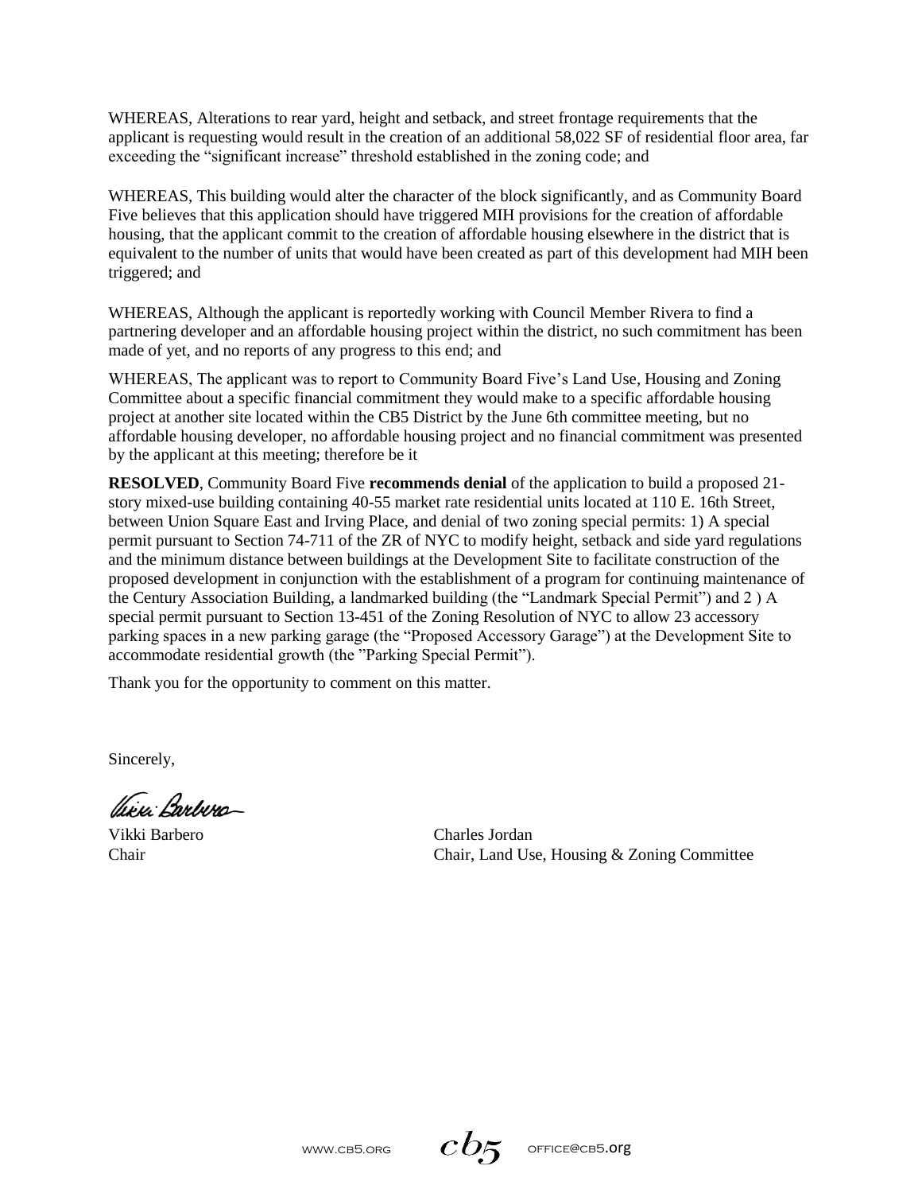WHEREAS, Alterations to rear yard, height and setback, and street frontage requirements that the applicant is requesting would result in the creation of an additional 58,022 SF of residential floor area, far exceeding the "significant increase" threshold established in the zoning code; and

WHEREAS, This building would alter the character of the block significantly, and as Community Board Five believes that this application should have triggered MIH provisions for the creation of affordable housing, that the applicant commit to the creation of affordable housing elsewhere in the district that is equivalent to the number of units that would have been created as part of this development had MIH been triggered; and

WHEREAS, Although the applicant is reportedly working with Council Member Rivera to find a partnering developer and an affordable housing project within the district, no such commitment has been made of yet, and no reports of any progress to this end; and

WHEREAS, The applicant was to report to Community Board Five's Land Use, Housing and Zoning Committee about a specific financial commitment they would make to a specific affordable housing project at another site located within the CB5 District by the June 6th committee meeting, but no affordable housing developer, no affordable housing project and no financial commitment was presented by the applicant at this meeting; therefore be it

**RESOLVED**, Community Board Five **recommends denial** of the application to build a proposed 21-story mixed-use building containing 40-55 market rate residential units located at 110 E. 16th Street, between Union Square East and Irving Place, and denial of two zoning special permits: 1) A special permit pursuant to Section 74-711 of the ZR of NYC to modify height, setback and side yard regulations and the minimum distance between buildings at the Development Site to facilitate construction of the proposed development in conjunction with the establishment of a program for continuing maintenance of the Century Association Building, a landmarked building (the "Landmark Special Permit") and 2 ) A special permit pursuant to Section 13-451 of the Zoning Resolution of NYC to allow 23 accessory parking spaces in a new parking garage (the "Proposed Accessory Garage") at the Development Site to accommodate residential growth (the "Parking Special Permit").

Thank you for the opportunity to comment on this matter.

Sincerely,

Vikki Barbero
Chair

Charles Jordan
Chair, Land Use, Housing & Zoning Committee